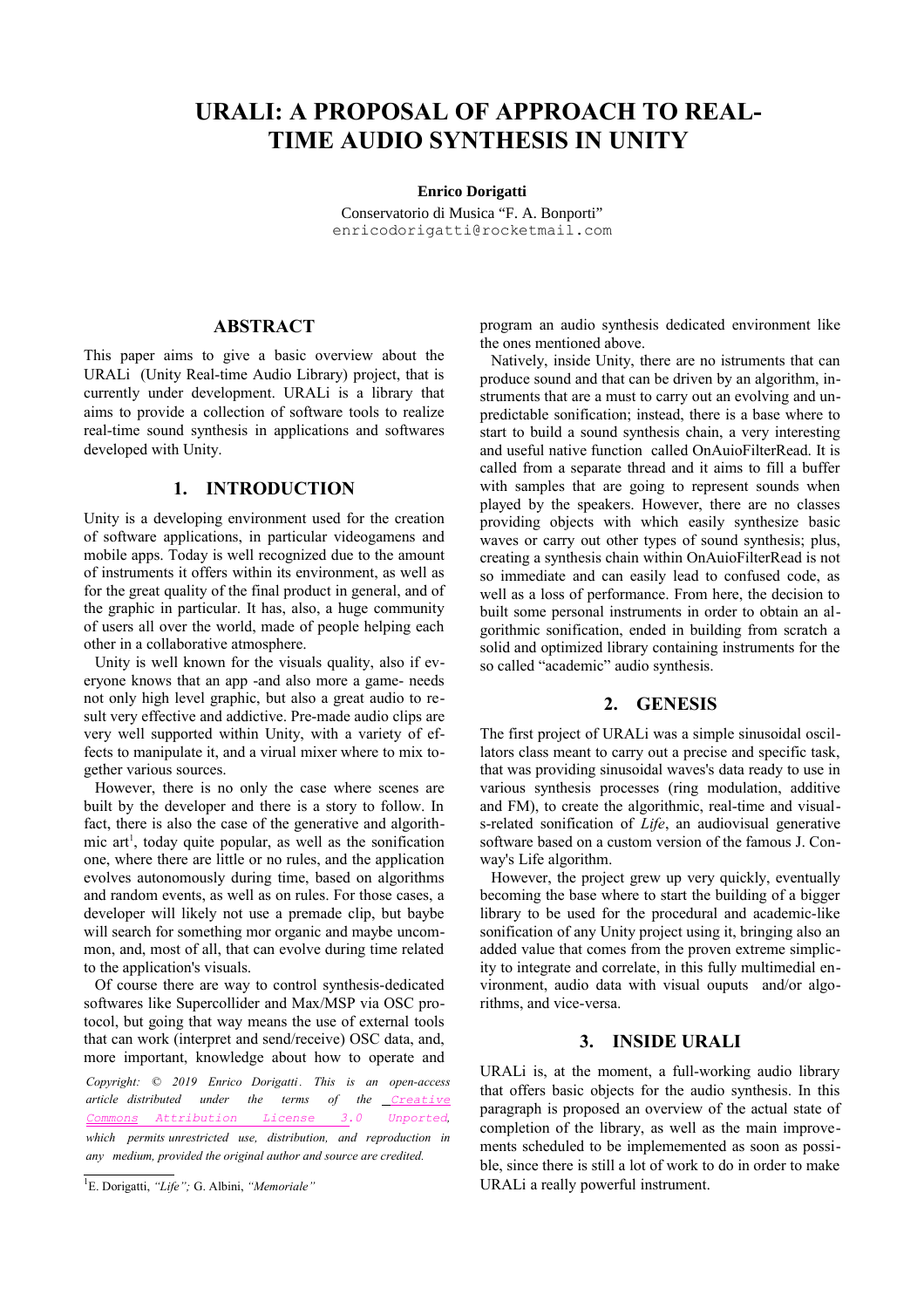# URALI: A PROPOSAL OF APPROACH TO REAL-TIME AUDIO SYNTHESIS IN UNITY

**Enrico Dorigatti**

Conservatorio di Musica "F. A. Bonporti"
enricodorigatti@rocketmail.com

## ABSTRACT

This paper aims to give a basic overview about the URALi (Unity Real-time Audio Library) project, that is currently under development. URALi is a library that aims to provide a collection of software tools to realize real-time sound synthesis in applications and softwares developed with Unity.

## 1. INTRODUCTION

Unity is a developing environment used for the creation of software applications, in particular videogamens and mobile apps. Today is well recognized due to the amount of instruments it offers within its environment, as well as for the great quality of the final product in general, and of the graphic in particular. It has, also, a huge community of users all over the world, made of people helping each other in a collaborative atmosphere.

Unity is well known for the visuals quality, also if everyone knows that an app -and also more a game- needs not only high level graphic, but also a great audio to result very effective and addictive. Pre-made audio clips are very well supported within Unity, with a variety of effects to manipulate it, and a virual mixer where to mix together various sources.

However, there is no only the case where scenes are built by the developer and there is a story to follow. In fact, there is also the case of the generative and algorithmic art[1], today quite popular, as well as the sonification one, where there are little or no rules, and the application evolves autonomously during time, based on algorithms and random events, as well as on rules. For those cases, a developer will likely not use a premade clip, but baybe will search for something mor organic and maybe uncommon, and, most of all, that can evolve during time related to the application's visuals.

Of course there are way to control synthesis-dedicated softwares like Supercollider and Max/MSP via OSC protocol, but going that way means the use of external tools that can work (interpret and send/receive) OSC data, and, more important, knowledge about how to operate and program an audio synthesis dedicated environment like the ones mentioned above.

Natively, inside Unity, there are no istruments that can produce sound and that can be driven by an algorithm, instruments that are a must to carry out an evolving and unpredictable sonification; instead, there is a base where to start to build a sound synthesis chain, a very interesting and useful native function called OnAuioFilterRead. It is called from a separate thread and it aims to fill a buffer with samples that are going to represent sounds when played by the speakers. However, there are no classes providing objects with which easily synthesize basic waves or carry out other types of sound synthesis; plus, creating a synthesis chain within OnAuioFilterRead is not so immediate and can easily lead to confused code, as well as a loss of performance. From here, the decision to built some personal instruments in order to obtain an algorithmic sonification, ended in building from scratch a solid and optimized library containing instruments for the so called "academic" audio synthesis.

## 2. GENESIS

The first project of URALi was a simple sinusoidal oscillators class meant to carry out a precise and specific task, that was providing sinusoidal waves's data ready to use in various synthesis processes (ring modulation, additive and FM), to create the algorithmic, real-time and visuals-related sonification of *Life*, an audiovisual generative software based on a custom version of the famous J. Conway's Life algorithm.

However, the project grew up very quickly, eventually becoming the base where to start the building of a bigger library to be used for the procedural and academic-like sonification of any Unity project using it, bringing also an added value that comes from the proven extreme simplicity to integrate and correlate, in this fully multimedial environment, audio data with visual ouputs and/or algorithms, and vice-versa.

## 3. INSIDE URALI

URALi is, at the moment, a full-working audio library that offers basic objects for the audio synthesis. In this paragraph is proposed an overview of the actual state of completion of the library, as well as the main improvements scheduled to be implemeted as soon as possible, since there is still a lot of work to do in order to make URALi a really powerful instrument.

*Copyright: © 2019 Enrico Dorigatti. This is an open-access article distributed under the terms of the Creative Commons Attribution License 3.0 Unported, which permits unrestricted use, distribution, and reproduction in any medium, provided the original author and source are credited.*

[1] E. Dorigatti, *"Life";* G. Albini, *"Memoriale"*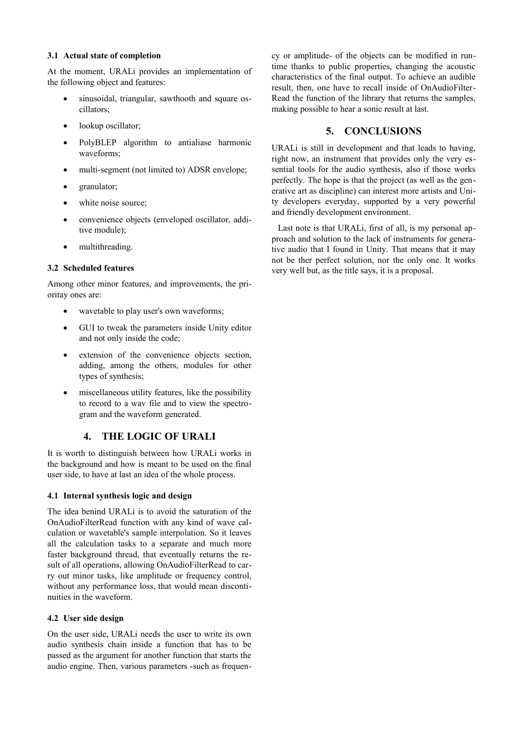### 3.1 Actual state of completion

At the moment, URALi provides an implementation of the following object and features:

- sinusoidal, triangular, sawthooth and square oscillators;
- lookup oscillator;
- PolyBLEP algorithm to antialiase harmonic waveforms;
- multi-segment (not limited to) ADSR envelope;
- granulator;
- white noise source;
- convenience objects (enveloped oscillator, additive module);
- multithreading.

### 3.2 Scheduled features

Among other minor features, and improvements, the prioritay ones are:

- wavetable to play user's own waveforms;
- GUI to tweak the parameters inside Unity editor and not only inside the code;
- extension of the convenience objects section, adding, among the others, modules for other types of synthesis;
- miscellaneous utility features, like the possibility to record to a wav file and to view the spectrogram and the waveform generated.

## 4. THE LOGIC OF URALI

It is worth to distinguish between how URALi works in the background and how is meant to be used on the final user side, to have at last an idea of the whole process.

### 4.1 Internal synthesis logic and design

The idea benind URALi is to avoid the saturation of the OnAudioFilterRead function with any kind of wave calculation or wavetable's sample interpolation. So it leaves all the calculation tasks to a separate and much more faster background thread, that eventually returns the result of all operations, allowing OnAudioFilterRead to carry out minor tasks, like amplitude or frequency control, without any performance loss, that would mean discontinuities in the waveform.

### 4.2 User side design

On the user side, URALi needs the user to write its own audio synthesis chain inside a function that has to be passed as the argument for another function that starts the audio engine. Then, various parameters -such as frequency or amplitude- of the objects can be modified in runtime thanks to public properties, changing the acoustic characteristics of the final output. To achieve an audible result, then, one have to recall inside of OnAudioFilterRead the function of the library that returns the samples, making possible to hear a sonic result at last.

## 5. CONCLUSIONS

URALi is still in development and that leads to having, right now, an instrument that provides only the very essential tools for the audio synthesis, also if those works perfectly. The hope is that the project (as well as the generative art as discipline) can interest more artists and Unity developers everyday, supported by a very powerful and friendly development environment.

Last note is that URALi, first of all, is my personal approach and solution to the lack of instruments for generative audio that I found in Unity. That means that it may not be ther perfect solution, nor the only one. It works very well but, as the title says, it is a proposal.